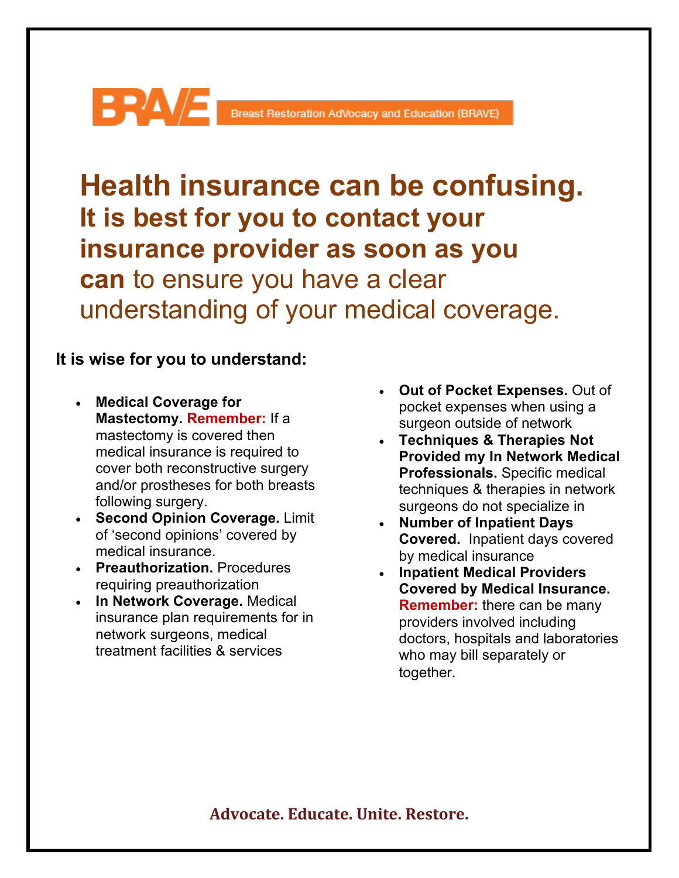BRAVE — Breast Restoration AdVocacy and Education (BRAVE)

# Health insurance can be confusing.

## It is best for you to contact your insurance provider as soon as you can to ensure you have a clear understanding of your medical coverage.

**It is wise for you to understand:**

- **Medical Coverage for Mastectomy. Remember:** If a mastectomy is covered then medical insurance is required to cover both reconstructive surgery and/or prostheses for both breasts following surgery.
- **Second Opinion Coverage.** Limit of 'second opinions' covered by medical insurance.
- **Preauthorization.** Procedures requiring preauthorization
- **In Network Coverage.** Medical insurance plan requirements for in network surgeons, medical treatment facilities & services
- **Out of Pocket Expenses.** Out of pocket expenses when using a surgeon outside of network
- **Techniques & Therapies Not Provided my In Network Medical Professionals.** Specific medical techniques & therapies in network surgeons do not specialize in
- **Number of Inpatient Days Covered.** Inpatient days covered by medical insurance
- **Inpatient Medical Providers Covered by Medical Insurance. Remember:** there can be many providers involved including doctors, hospitals and laboratories who may bill separately or together.

**Advocate. Educate. Unite. Restore.**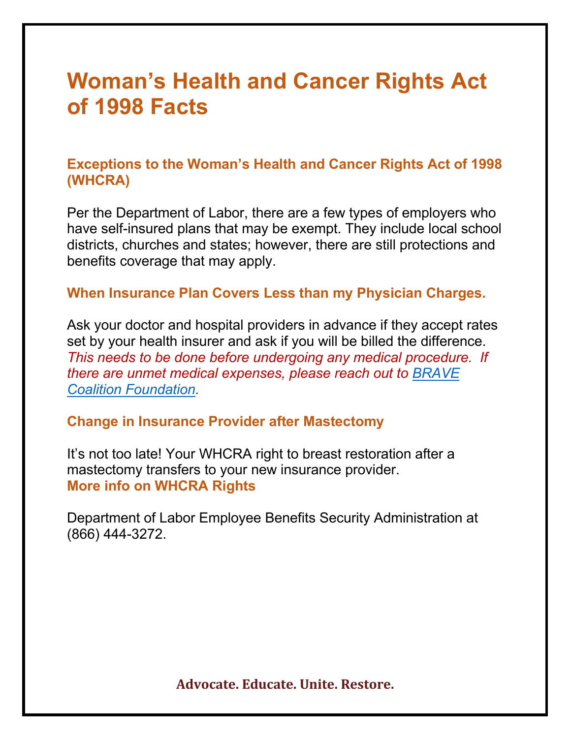# Woman's Health and Cancer Rights Act of 1998 Facts

### Exceptions to the Woman's Health and Cancer Rights Act of 1998 (WHCRA)

Per the Department of Labor, there are a few types of employers who have self-insured plans that may be exempt. They include local school districts, churches and states; however, there are still protections and benefits coverage that may apply.

### When Insurance Plan Covers Less than my Physician Charges.

Ask your doctor and hospital providers in advance if they accept rates set by your health insurer and ask if you will be billed the difference. *This needs to be done before undergoing any medical procedure. If there are unmet medical expenses, please reach out to BRAVE Coalition Foundation.*

### Change in Insurance Provider after Mastectomy

It's not too late! Your WHCRA right to breast restoration after a mastectomy transfers to your new insurance provider.

### More info on WHCRA Rights

Department of Labor Employee Benefits Security Administration at (866) 444-3272.

**Advocate. Educate. Unite. Restore.**